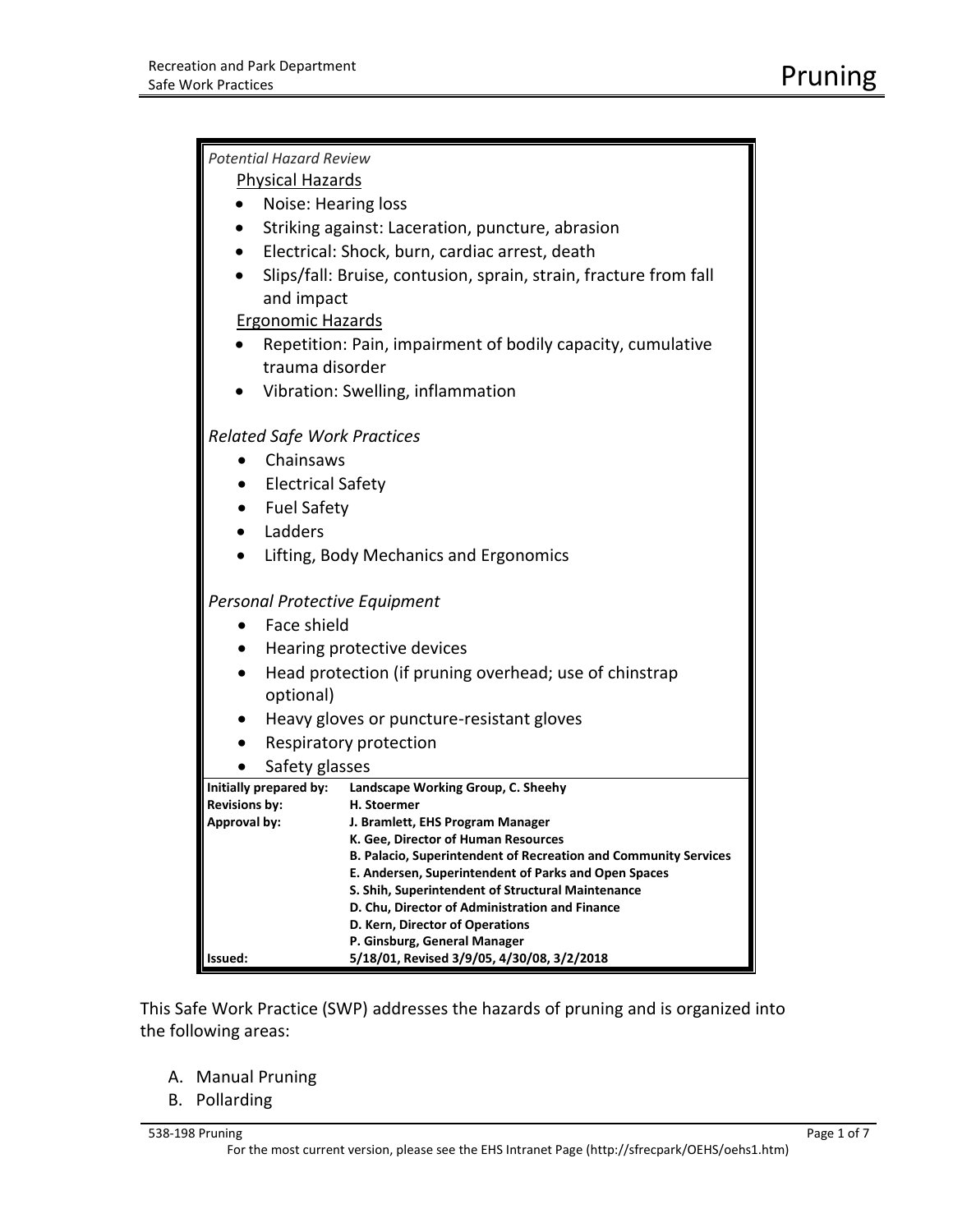# Pruning

*Potential Hazard Review*

Physical Hazards

- Noise: Hearing loss
- Striking against: Laceration, puncture, abrasion
- Electrical: Shock, burn, cardiac arrest, death
- Slips/fall: Bruise, contusion, sprain, strain, fracture from fall and impact

Ergonomic Hazards

- Repetition: Pain, impairment of bodily capacity, cumulative trauma disorder
- Vibration: Swelling, inflammation

*Related Safe Work Practices*

- Chainsaws
- Electrical Safety
- Fuel Safety
- Ladders
- Lifting, Body Mechanics and Ergonomics

*Personal Protective Equipment*

- Face shield
- Hearing protective devices
- Head protection (if pruning overhead; use of chinstrap optional)
- Heavy gloves or puncture-resistant gloves
- Respiratory protection
- Safety glasses

| | |
|---|---|
| **Initially prepared by:** | **Landscape Working Group, C. Sheehy** |
| **Revisions by:** | **H. Stoermer** |
| **Approval by:** | **J. Bramlett, EHS Program Manager** |
| | **K. Gee, Director of Human Resources** |
| | **B. Palacio, Superintendent of Recreation and Community Services** |
| | **E. Andersen, Superintendent of Parks and Open Spaces** |
| | **S. Shih, Superintendent of Structural Maintenance** |
| | **D. Chu, Director of Administration and Finance** |
| | **D. Kern, Director of Operations** |
| | **P. Ginsburg, General Manager** |
| **Issued:** | **5/18/01, Revised 3/9/05, 4/30/08, 3/2/2018** |

This Safe Work Practice (SWP) addresses the hazards of pruning and is organized into the following areas:

A. Manual Pruning
B. Pollarding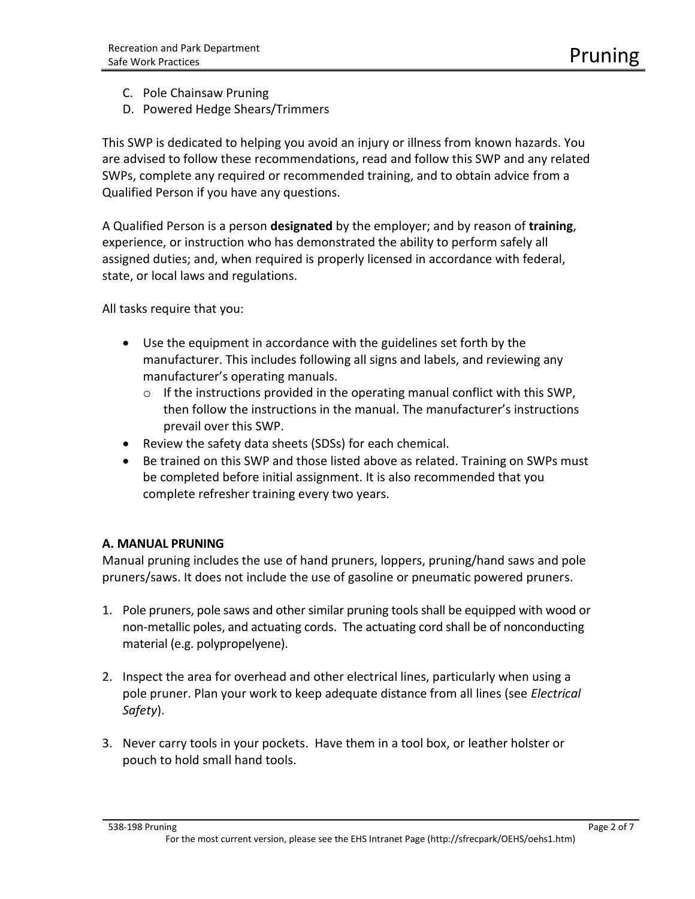C. Pole Chainsaw Pruning
D. Powered Hedge Shears/Trimmers

This SWP is dedicated to helping you avoid an injury or illness from known hazards. You are advised to follow these recommendations, read and follow this SWP and any related SWPs, complete any required or recommended training, and to obtain advice from a Qualified Person if you have any questions.

A Qualified Person is a person **designated** by the employer; and by reason of **training**, experience, or instruction who has demonstrated the ability to perform safely all assigned duties; and, when required is properly licensed in accordance with federal, state, or local laws and regulations.

All tasks require that you:

- Use the equipment in accordance with the guidelines set forth by the manufacturer. This includes following all signs and labels, and reviewing any manufacturer's operating manuals.
  - If the instructions provided in the operating manual conflict with this SWP, then follow the instructions in the manual. The manufacturer's instructions prevail over this SWP.
- Review the safety data sheets (SDSs) for each chemical.
- Be trained on this SWP and those listed above as related. Training on SWPs must be completed before initial assignment. It is also recommended that you complete refresher training every two years.

**A. MANUAL PRUNING**

Manual pruning includes the use of hand pruners, loppers, pruning/hand saws and pole pruners/saws. It does not include the use of gasoline or pneumatic powered pruners.

1. Pole pruners, pole saws and other similar pruning tools shall be equipped with wood or non-metallic poles, and actuating cords. The actuating cord shall be of nonconducting material (e.g. polypropelyene).

2. Inspect the area for overhead and other electrical lines, particularly when using a pole pruner. Plan your work to keep adequate distance from all lines (see *Electrical Safety*).

3. Never carry tools in your pockets. Have them in a tool box, or leather holster or pouch to hold small hand tools.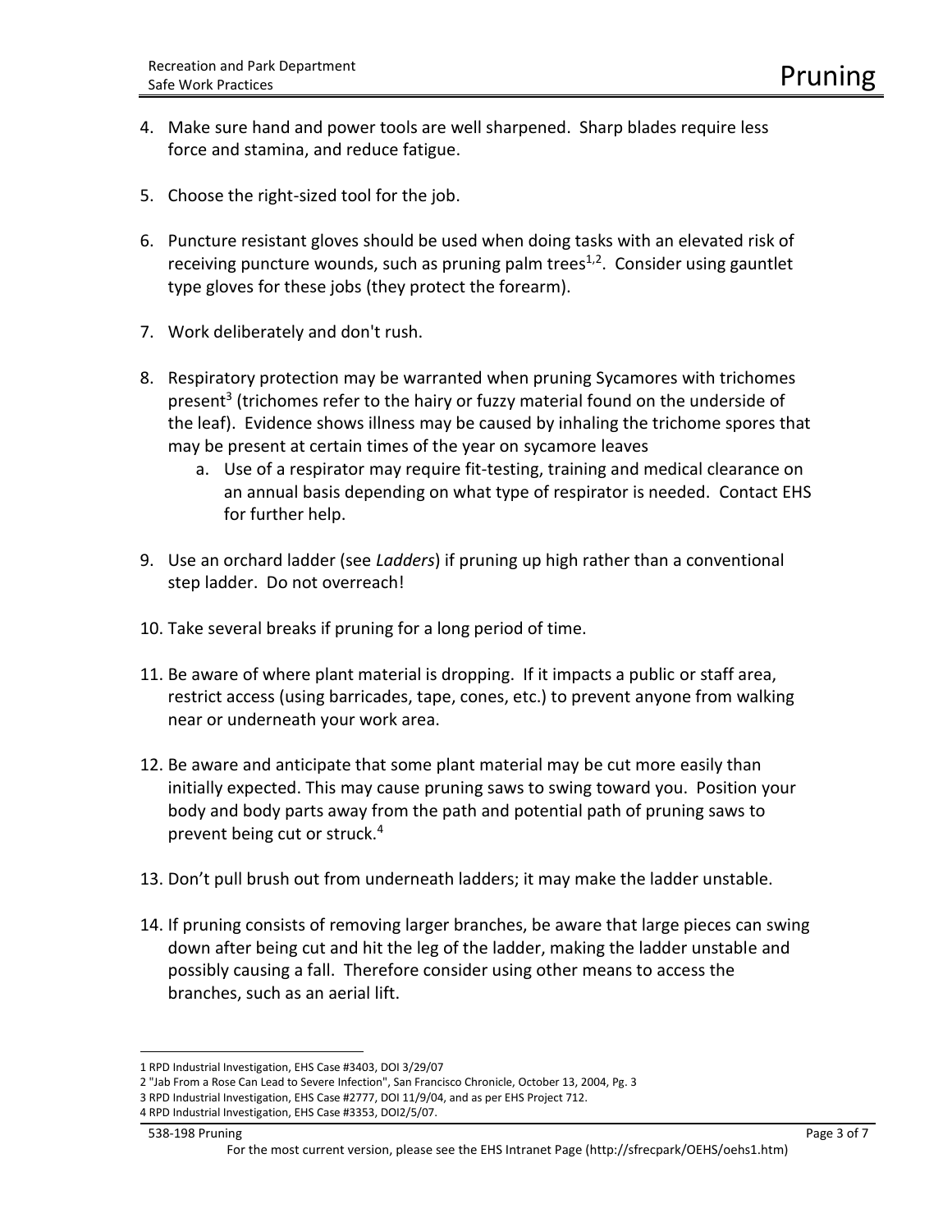4. Make sure hand and power tools are well sharpened. Sharp blades require less force and stamina, and reduce fatigue.

5. Choose the right-sized tool for the job.

6. Puncture resistant gloves should be used when doing tasks with an elevated risk of receiving puncture wounds, such as pruning palm trees[1,2]. Consider using gauntlet type gloves for these jobs (they protect the forearm).

7. Work deliberately and don't rush.

8. Respiratory protection may be warranted when pruning Sycamores with trichomes present[3] (trichomes refer to the hairy or fuzzy material found on the underside of the leaf). Evidence shows illness may be caused by inhaling the trichome spores that may be present at certain times of the year on sycamore leaves
   a. Use of a respirator may require fit-testing, training and medical clearance on an annual basis depending on what type of respirator is needed. Contact EHS for further help.

9. Use an orchard ladder (see *Ladders*) if pruning up high rather than a conventional step ladder. Do not overreach!

10. Take several breaks if pruning for a long period of time.

11. Be aware of where plant material is dropping. If it impacts a public or staff area, restrict access (using barricades, tape, cones, etc.) to prevent anyone from walking near or underneath your work area.

12. Be aware and anticipate that some plant material may be cut more easily than initially expected. This may cause pruning saws to swing toward you. Position your body and body parts away from the path and potential path of pruning saws to prevent being cut or struck.[4]

13. Don't pull brush out from underneath ladders; it may make the ladder unstable.

14. If pruning consists of removing larger branches, be aware that large pieces can swing down after being cut and hit the leg of the ladder, making the ladder unstable and possibly causing a fall. Therefore consider using other means to access the branches, such as an aerial lift.

---

1 RPD Industrial Investigation, EHS Case #3403, DOI 3/29/07

2 "Jab From a Rose Can Lead to Severe Infection", San Francisco Chronicle, October 13, 2004, Pg. 3

3 RPD Industrial Investigation, EHS Case #2777, DOI 11/9/04, and as per EHS Project 712.

4 RPD Industrial Investigation, EHS Case #3353, DOI2/5/07.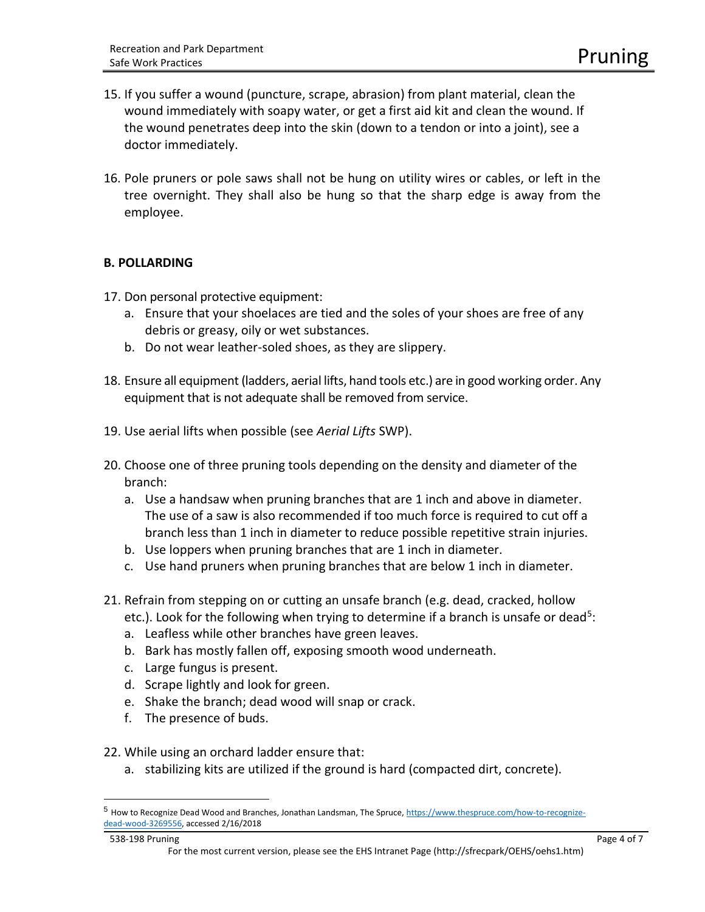15. If you suffer a wound (puncture, scrape, abrasion) from plant material, clean the wound immediately with soapy water, or get a first aid kit and clean the wound. If the wound penetrates deep into the skin (down to a tendon or into a joint), see a doctor immediately.

16. Pole pruners or pole saws shall not be hung on utility wires or cables, or left in the tree overnight. They shall also be hung so that the sharp edge is away from the employee.

**B. POLLARDING**

17. Don personal protective equipment:
    a. Ensure that your shoelaces are tied and the soles of your shoes are free of any debris or greasy, oily or wet substances.
    b. Do not wear leather-soled shoes, as they are slippery.

18. Ensure all equipment (ladders, aerial lifts, hand tools etc.) are in good working order. Any equipment that is not adequate shall be removed from service.

19. Use aerial lifts when possible (see *Aerial Lifts* SWP).

20. Choose one of three pruning tools depending on the density and diameter of the branch:
    a. Use a handsaw when pruning branches that are 1 inch and above in diameter. The use of a saw is also recommended if too much force is required to cut off a branch less than 1 inch in diameter to reduce possible repetitive strain injuries.
    b. Use loppers when pruning branches that are 1 inch in diameter.
    c. Use hand pruners when pruning branches that are below 1 inch in diameter.

21. Refrain from stepping on or cutting an unsafe branch (e.g. dead, cracked, hollow etc.). Look for the following when trying to determine if a branch is unsafe or dead[5]:
    a. Leafless while other branches have green leaves.
    b. Bark has mostly fallen off, exposing smooth wood underneath.
    c. Large fungus is present.
    d. Scrape lightly and look for green.
    e. Shake the branch; dead wood will snap or crack.
    f. The presence of buds.

22. While using an orchard ladder ensure that:
    a. stabilizing kits are utilized if the ground is hard (compacted dirt, concrete).

[5] How to Recognize Dead Wood and Branches, Jonathan Landsman, The Spruce, https://www.thespruce.com/how-to-recognize-dead-wood-3269556, accessed 2/16/2018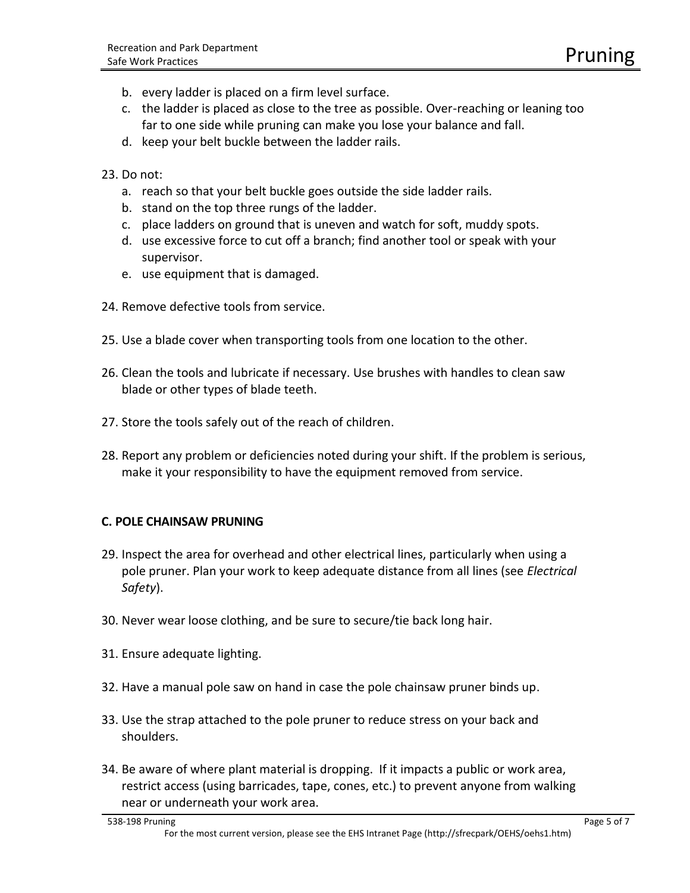b. every ladder is placed on a firm level surface.
c. the ladder is placed as close to the tree as possible. Over-reaching or leaning too far to one side while pruning can make you lose your balance and fall.
d. keep your belt buckle between the ladder rails.

23. Do not:
    a. reach so that your belt buckle goes outside the side ladder rails.
    b. stand on the top three rungs of the ladder.
    c. place ladders on ground that is uneven and watch for soft, muddy spots.
    d. use excessive force to cut off a branch; find another tool or speak with your supervisor.
    e. use equipment that is damaged.

24. Remove defective tools from service.

25. Use a blade cover when transporting tools from one location to the other.

26. Clean the tools and lubricate if necessary. Use brushes with handles to clean saw blade or other types of blade teeth.

27. Store the tools safely out of the reach of children.

28. Report any problem or deficiencies noted during your shift. If the problem is serious, make it your responsibility to have the equipment removed from service.

**C. POLE CHAINSAW PRUNING**

29. Inspect the area for overhead and other electrical lines, particularly when using a pole pruner. Plan your work to keep adequate distance from all lines (see *Electrical Safety*).

30. Never wear loose clothing, and be sure to secure/tie back long hair.

31. Ensure adequate lighting.

32. Have a manual pole saw on hand in case the pole chainsaw pruner binds up.

33. Use the strap attached to the pole pruner to reduce stress on your back and shoulders.

34. Be aware of where plant material is dropping. If it impacts a public or work area, restrict access (using barricades, tape, cones, etc.) to prevent anyone from walking near or underneath your work area.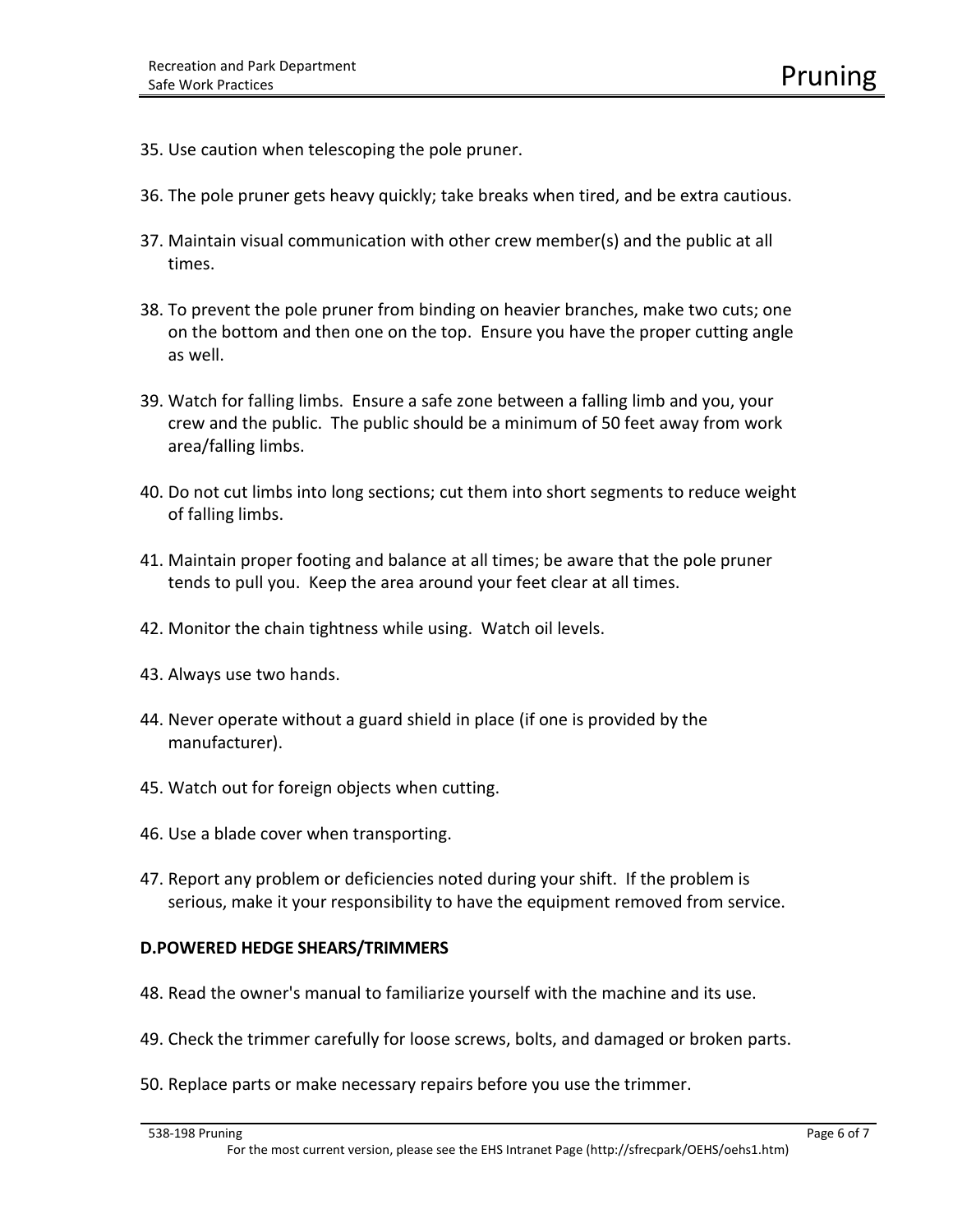35. Use caution when telescoping the pole pruner.

36. The pole pruner gets heavy quickly; take breaks when tired, and be extra cautious.

37. Maintain visual communication with other crew member(s) and the public at all times.

38. To prevent the pole pruner from binding on heavier branches, make two cuts; one on the bottom and then one on the top. Ensure you have the proper cutting angle as well.

39. Watch for falling limbs. Ensure a safe zone between a falling limb and you, your crew and the public. The public should be a minimum of 50 feet away from work area/falling limbs.

40. Do not cut limbs into long sections; cut them into short segments to reduce weight of falling limbs.

41. Maintain proper footing and balance at all times; be aware that the pole pruner tends to pull you. Keep the area around your feet clear at all times.

42. Monitor the chain tightness while using. Watch oil levels.

43. Always use two hands.

44. Never operate without a guard shield in place (if one is provided by the manufacturer).

45. Watch out for foreign objects when cutting.

46. Use a blade cover when transporting.

47. Report any problem or deficiencies noted during your shift. If the problem is serious, make it your responsibility to have the equipment removed from service.

**D.POWERED HEDGE SHEARS/TRIMMERS**

48. Read the owner's manual to familiarize yourself with the machine and its use.

49. Check the trimmer carefully for loose screws, bolts, and damaged or broken parts.

50. Replace parts or make necessary repairs before you use the trimmer.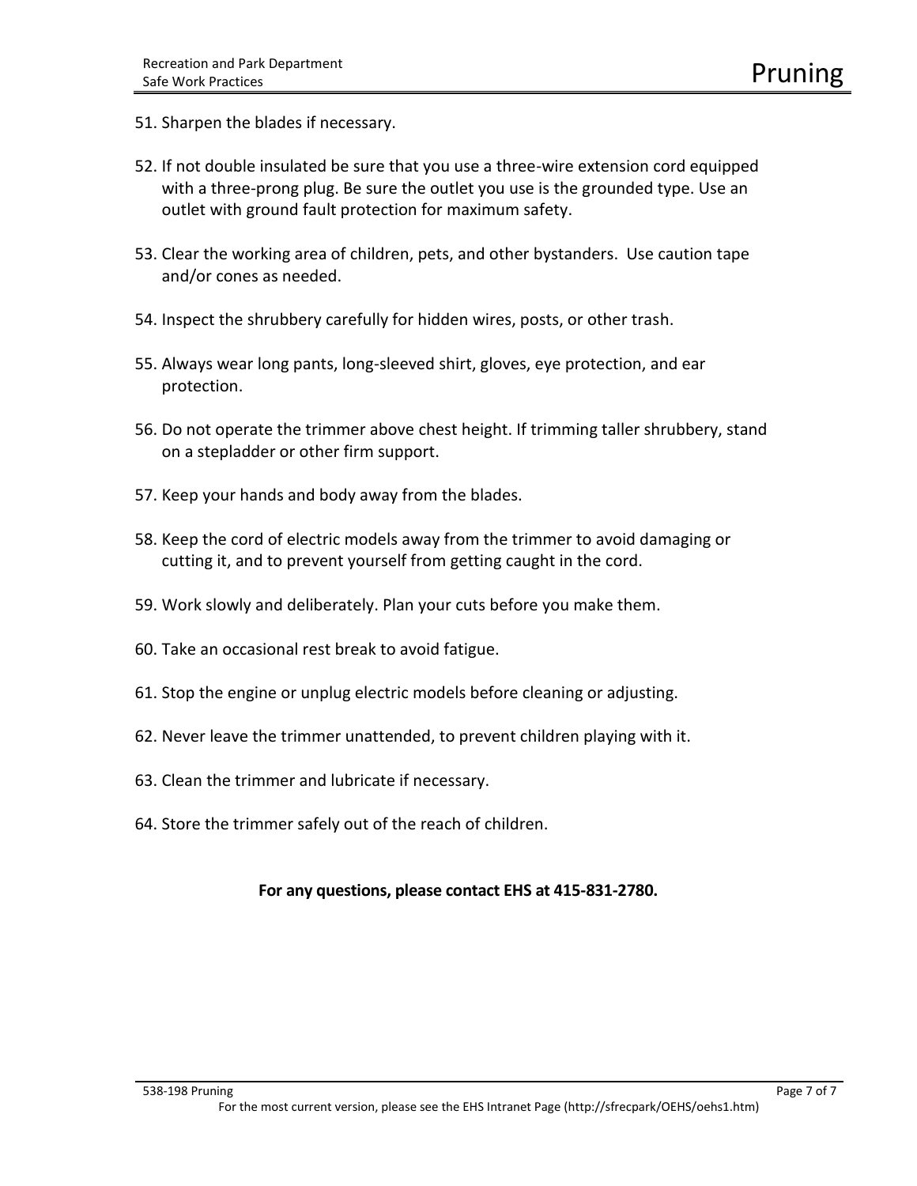51. Sharpen the blades if necessary.

52. If not double insulated be sure that you use a three-wire extension cord equipped with a three-prong plug. Be sure the outlet you use is the grounded type. Use an outlet with ground fault protection for maximum safety.

53. Clear the working area of children, pets, and other bystanders. Use caution tape and/or cones as needed.

54. Inspect the shrubbery carefully for hidden wires, posts, or other trash.

55. Always wear long pants, long-sleeved shirt, gloves, eye protection, and ear protection.

56. Do not operate the trimmer above chest height. If trimming taller shrubbery, stand on a stepladder or other firm support.

57. Keep your hands and body away from the blades.

58. Keep the cord of electric models away from the trimmer to avoid damaging or cutting it, and to prevent yourself from getting caught in the cord.

59. Work slowly and deliberately. Plan your cuts before you make them.

60. Take an occasional rest break to avoid fatigue.

61. Stop the engine or unplug electric models before cleaning or adjusting.

62. Never leave the trimmer unattended, to prevent children playing with it.

63. Clean the trimmer and lubricate if necessary.

64. Store the trimmer safely out of the reach of children.

**For any questions, please contact EHS at 415-831-2780.**